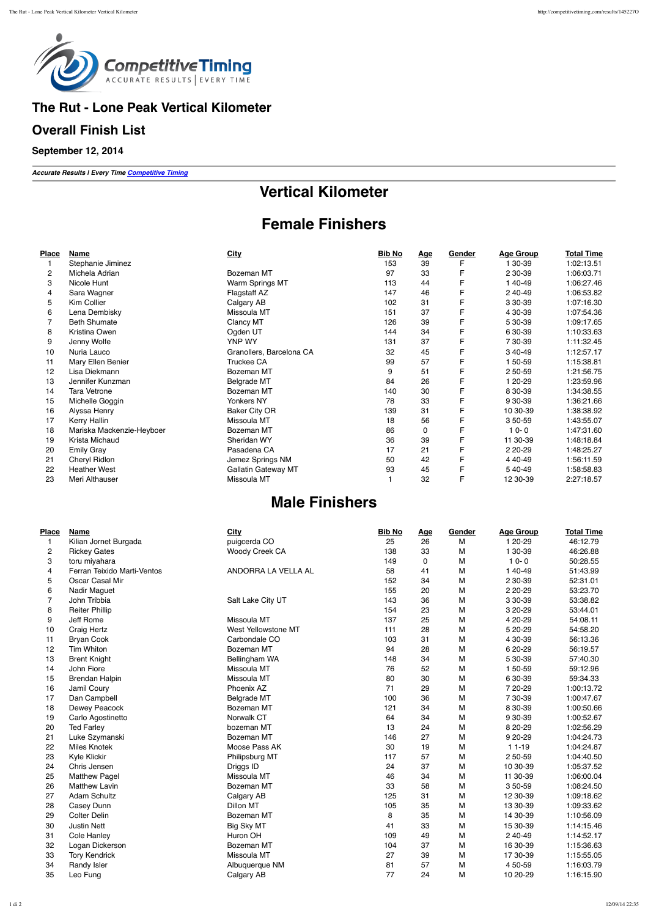# The Rut - Lone Peak Vertical Kilometer

## Overall Finish List

### September 12, 2014

***Accurate Results | Every Time [Competitive Timing](#)***

# Vertical Kilometer

## Female Finishers

| Place | Name | City | Bib No | Age | Gender | Age Group | Total Time |
|---|---|---|---|---|---|---|---|
| 1 | Stephanie Jiminez | | 153 | 39 | F | 1 30-39 | 1:02:13.51 |
| 2 | Michela Adrian | Bozeman MT | 97 | 33 | F | 2 30-39 | 1:06:03.71 |
| 3 | Nicole Hunt | Warm Springs MT | 113 | 44 | F | 1 40-49 | 1:06:27.46 |
| 4 | Sara Wagner | Flagstaff AZ | 147 | 46 | F | 2 40-49 | 1:06:53.82 |
| 5 | Kim Collier | Calgary AB | 102 | 31 | F | 3 30-39 | 1:07:16.30 |
| 6 | Lena Dembisky | Missoula MT | 151 | 37 | F | 4 30-39 | 1:07:54.36 |
| 7 | Beth Shumate | Clancy MT | 126 | 39 | F | 5 30-39 | 1:09:17.65 |
| 8 | Kristina Owen | Ogden UT | 144 | 34 | F | 6 30-39 | 1:10:33.63 |
| 9 | Jenny Wolfe | YNP WY | 131 | 37 | F | 7 30-39 | 1:11:32.45 |
| 10 | Nuria Lauco | Granollers, Barcelona CA | 32 | 45 | F | 3 40-49 | 1:12:57.17 |
| 11 | Mary Ellen Benier | Truckee CA | 99 | 57 | F | 1 50-59 | 1:15:38.81 |
| 12 | Lisa Diekmann | Bozeman MT | 9 | 51 | F | 2 50-59 | 1:21:56.75 |
| 13 | Jennifer Kunzman | Belgrade MT | 84 | 26 | F | 1 20-29 | 1:23:59.96 |
| 14 | Tara Vetrone | Bozeman MT | 140 | 30 | F | 8 30-39 | 1:34:38.55 |
| 15 | Michelle Goggin | Yonkers NY | 78 | 33 | F | 9 30-39 | 1:36:21.66 |
| 16 | Alyssa Henry | Baker City OR | 139 | 31 | F | 10 30-39 | 1:38:38.92 |
| 17 | Kerry Hallin | Missoula MT | 18 | 56 | F | 3 50-59 | 1:43:55.07 |
| 18 | Mariska Mackenzie-Heyboer | Bozeman MT | 86 | 0 | F | 1 0- 0 | 1:47:31.60 |
| 19 | Krista Michaud | Sheridan WY | 36 | 39 | F | 11 30-39 | 1:48:18.84 |
| 20 | Emily Gray | Pasadena CA | 17 | 21 | F | 2 20-29 | 1:48:25.27 |
| 21 | Cheryl Ridlon | Jemez Springs NM | 50 | 42 | F | 4 40-49 | 1:56:11.59 |
| 22 | Heather West | Gallatin Gateway MT | 93 | 45 | F | 5 40-49 | 1:58:58.83 |
| 23 | Meri Althauser | Missoula MT | 1 | 32 | F | 12 30-39 | 2:27:18.57 |

## Male Finishers

| Place | Name | City | Bib No | Age | Gender | Age Group | Total Time |
|---|---|---|---|---|---|---|---|
| 1 | Kilian Jornet Burgada | puigcerda CO | 25 | 26 | M | 1 20-29 | 46:12.79 |
| 2 | Rickey Gates | Woody Creek CA | 138 | 33 | M | 1 30-39 | 46:26.88 |
| 3 | toru miyahara | | 149 | 0 | M | 1 0- 0 | 50:28.55 |
| 4 | Ferran Teixido Marti-Ventos | ANDORRA LA VELLA AL | 58 | 41 | M | 1 40-49 | 51:43.99 |
| 5 | Oscar Casal Mir | | 152 | 34 | M | 2 30-39 | 52:31.01 |
| 6 | Nadir Maguet | | 155 | 20 | M | 2 20-29 | 53:23.70 |
| 7 | John Tribbia | Salt Lake City UT | 143 | 36 | M | 3 30-39 | 53:38.82 |
| 8 | Reiter Phillip | | 154 | 23 | M | 3 20-29 | 53:44.01 |
| 9 | Jeff Rome | Missoula MT | 137 | 25 | M | 4 20-29 | 54:08.11 |
| 10 | Craig Hertz | West Yellowstone MT | 111 | 28 | M | 5 20-29 | 54:58.20 |
| 11 | Bryan Cook | Carbondale CO | 103 | 31 | M | 4 30-39 | 56:13.36 |
| 12 | Tim Whiton | Bozeman MT | 94 | 28 | M | 6 20-29 | 56:19.57 |
| 13 | Brent Knight | Bellingham WA | 148 | 34 | M | 5 30-39 | 57:40.30 |
| 14 | John Fiore | Missoula MT | 76 | 52 | M | 1 50-59 | 59:12.96 |
| 15 | Brendan Halpin | Missoula MT | 80 | 30 | M | 6 30-39 | 59:34.33 |
| 16 | Jamil Coury | Phoenix AZ | 71 | 29 | M | 7 20-29 | 1:00:13.72 |
| 17 | Dan Campbell | Belgrade MT | 100 | 36 | M | 7 30-39 | 1:00:47.67 |
| 18 | Dewey Peacock | Bozeman MT | 121 | 34 | M | 8 30-39 | 1:00:50.66 |
| 19 | Carlo Agostinetto | Norwalk CT | 64 | 34 | M | 9 30-39 | 1:00:52.67 |
| 20 | Ted Farley | bozeman MT | 13 | 24 | M | 8 20-29 | 1:02:56.29 |
| 21 | Luke Szymanski | Bozeman MT | 146 | 27 | M | 9 20-29 | 1:04:24.73 |
| 22 | Miles Knotek | Moose Pass AK | 30 | 19 | M | 1 1-19 | 1:04:24.87 |
| 23 | Kyle Klickir | Philipsburg MT | 117 | 57 | M | 2 50-59 | 1:04:40.50 |
| 24 | Chris Jensen | Driggs ID | 24 | 37 | M | 10 30-39 | 1:05:37.52 |
| 25 | Matthew Pagel | Missoula MT | 46 | 34 | M | 11 30-39 | 1:06:00.04 |
| 26 | Matthew Lavin | Bozeman MT | 33 | 58 | M | 3 50-59 | 1:08:24.50 |
| 27 | Adam Schultz | Calgary AB | 125 | 31 | M | 12 30-39 | 1:09:18.62 |
| 28 | Casey Dunn | Dillon MT | 105 | 35 | M | 13 30-39 | 1:09:33.62 |
| 29 | Colter Delin | Bozeman MT | 8 | 35 | M | 14 30-39 | 1:10:56.09 |
| 30 | Justin Nett | Big Sky MT | 41 | 33 | M | 15 30-39 | 1:14:15.46 |
| 31 | Cole Hanley | Huron OH | 109 | 49 | M | 2 40-49 | 1:14:52.17 |
| 32 | Logan Dickerson | Bozeman MT | 104 | 37 | M | 16 30-39 | 1:15:36.63 |
| 33 | Tory Kendrick | Missoula MT | 27 | 39 | M | 17 30-39 | 1:15:55.05 |
| 34 | Randy Isler | Albuquerque NM | 81 | 57 | M | 4 50-59 | 1:16:03.79 |
| 35 | Leo Fung | Calgary AB | 77 | 24 | M | 10 20-29 | 1:16:15.90 |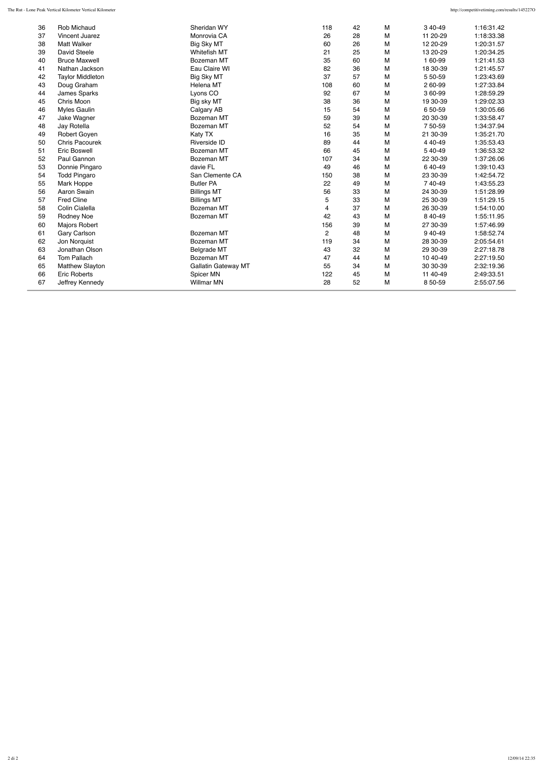| | | | | | | | |
|---|---|---|---|---|---|---|---|
| 36 | Rob Michaud | Sheridan WY | 118 | 42 | M | 3 40-49 | 1:16:31.42 |
| 37 | Vincent Juarez | Monrovia CA | 26 | 28 | M | 11 20-29 | 1:18:33.38 |
| 38 | Matt Walker | Big Sky MT | 60 | 26 | M | 12 20-29 | 1:20:31.57 |
| 39 | David Steele | Whitefish MT | 21 | 25 | M | 13 20-29 | 1:20:34.25 |
| 40 | Bruce Maxwell | Bozeman MT | 35 | 60 | M | 1 60-99 | 1:21:41.53 |
| 41 | Nathan Jackson | Eau Claire WI | 82 | 36 | M | 18 30-39 | 1:21:45.57 |
| 42 | Taylor Middleton | Big Sky MT | 37 | 57 | M | 5 50-59 | 1:23:43.69 |
| 43 | Doug Graham | Helena MT | 108 | 60 | M | 2 60-99 | 1:27:33.84 |
| 44 | James Sparks | Lyons CO | 92 | 67 | M | 3 60-99 | 1:28:59.29 |
| 45 | Chris Moon | Big sky MT | 38 | 36 | M | 19 30-39 | 1:29:02.33 |
| 46 | Myles Gaulin | Calgary AB | 15 | 54 | M | 6 50-59 | 1:30:05.66 |
| 47 | Jake Wagner | Bozeman MT | 59 | 39 | M | 20 30-39 | 1:33:58.47 |
| 48 | Jay Rotella | Bozeman MT | 52 | 54 | M | 7 50-59 | 1:34:37.94 |
| 49 | Robert Goyen | Katy TX | 16 | 35 | M | 21 30-39 | 1:35:21.70 |
| 50 | Chris Pacourek | Riverside ID | 89 | 44 | M | 4 40-49 | 1:35:53.43 |
| 51 | Eric Boswell | Bozeman MT | 66 | 45 | M | 5 40-49 | 1:36:53.32 |
| 52 | Paul Gannon | Bozeman MT | 107 | 34 | M | 22 30-39 | 1:37:26.06 |
| 53 | Donnie Pingaro | davie FL | 49 | 46 | M | 6 40-49 | 1:39:10.43 |
| 54 | Todd Pingaro | San Clemente CA | 150 | 38 | M | 23 30-39 | 1:42:54.72 |
| 55 | Mark Hoppe | Butler PA | 22 | 49 | M | 7 40-49 | 1:43:55.23 |
| 56 | Aaron Swain | Billings MT | 56 | 33 | M | 24 30-39 | 1:51:28.99 |
| 57 | Fred Cline | Billings MT | 5 | 33 | M | 25 30-39 | 1:51:29.15 |
| 58 | Colin Cialella | Bozeman MT | 4 | 37 | M | 26 30-39 | 1:54:10.00 |
| 59 | Rodney Noe | Bozeman MT | 42 | 43 | M | 8 40-49 | 1:55:11.95 |
| 60 | Majors Robert | | 156 | 39 | M | 27 30-39 | 1:57:46.99 |
| 61 | Gary Carlson | Bozeman MT | 2 | 48 | M | 9 40-49 | 1:58:52.74 |
| 62 | Jon Norquist | Bozeman MT | 119 | 34 | M | 28 30-39 | 2:05:54.61 |
| 63 | Jonathan Olson | Belgrade MT | 43 | 32 | M | 29 30-39 | 2:27:18.78 |
| 64 | Tom Pallach | Bozeman MT | 47 | 44 | M | 10 40-49 | 2:27:19.50 |
| 65 | Matthew Slayton | Gallatin Gateway MT | 55 | 34 | M | 30 30-39 | 2:32:19.36 |
| 66 | Eric Roberts | Spicer MN | 122 | 45 | M | 11 40-49 | 2:49:33.51 |
| 67 | Jeffrey Kennedy | Willmar MN | 28 | 52 | M | 8 50-59 | 2:55:07.56 |